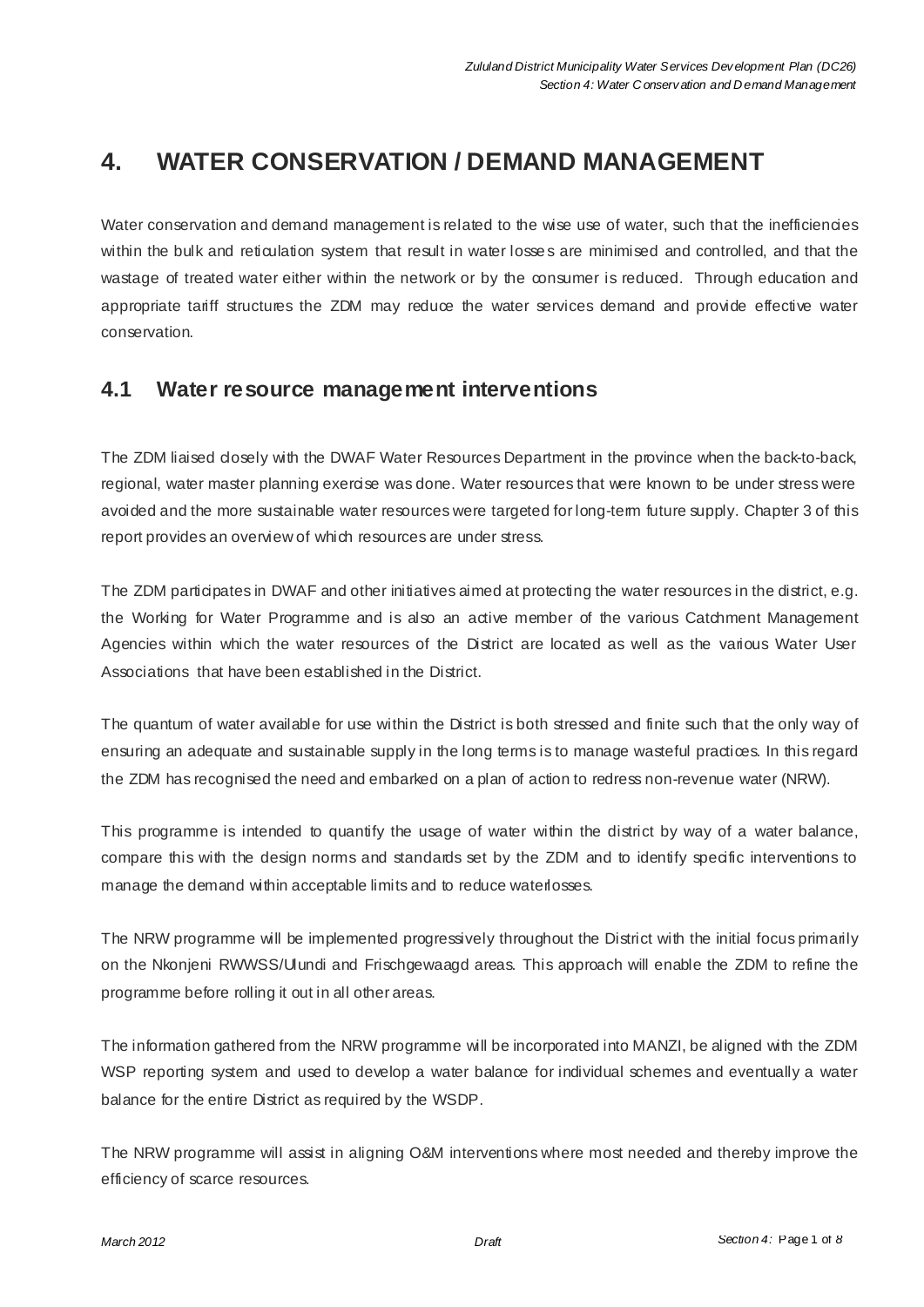# 4. WATER CONSERVATION / DEMAND MANAGEMENT

Water conservation and demand management is related to the wise use of water, such that the inefficiencies within the bulk and reticulation system that result in water losses are minimised and controlled, and that the wastage of treated water either within the network or by the consumer is reduced. Through education and appropriate tariff structures the ZDM may reduce the water services demand and provide effective water conservation.

## 4.1 Water resource management interventions

The ZDM liaised closely with the DWAF Water Resources Department in the province when the back-to-back, regional, water master planning exercise was done. Water resources that were known to be under stress were avoided and the more sustainable water resources were targeted for long-term future supply. Chapter 3 of this report provides an overview of which resources are under stress.

The ZDM participates in DWAF and other initiatives aimed at protecting the water resources in the district, e.g. the Working for Water Programme and is also an active member of the various Catchment Management Agencies within which the water resources of the District are located as well as the various Water User Associations that have been established in the District.

The quantum of water available for use within the District is both stressed and finite such that the only way of ensuring an adequate and sustainable supply in the long terms is to manage wasteful practices. In this regard the ZDM has recognised the need and embarked on a plan of action to redress non-revenue water (NRW).

This programme is intended to quantify the usage of water within the district by way of a water balance, compare this with the design norms and standards set by the ZDM and to identify specific interventions to manage the demand within acceptable limits and to reduce waterlosses.

The NRW programme will be implemented progressively throughout the District with the initial focus primarily on the Nkonjeni RWWSS/Ulundi and Frischgewaagd areas. This approach will enable the ZDM to refine the programme before rolling it out in all other areas.

The information gathered from the NRW programme will be incorporated into MANZI, be aligned with the ZDM WSP reporting system and used to develop a water balance for individual schemes and eventually a water balance for the entire District as required by the WSDP.

The NRW programme will assist in aligning O&M interventions where most needed and thereby improve the efficiency of scarce resources.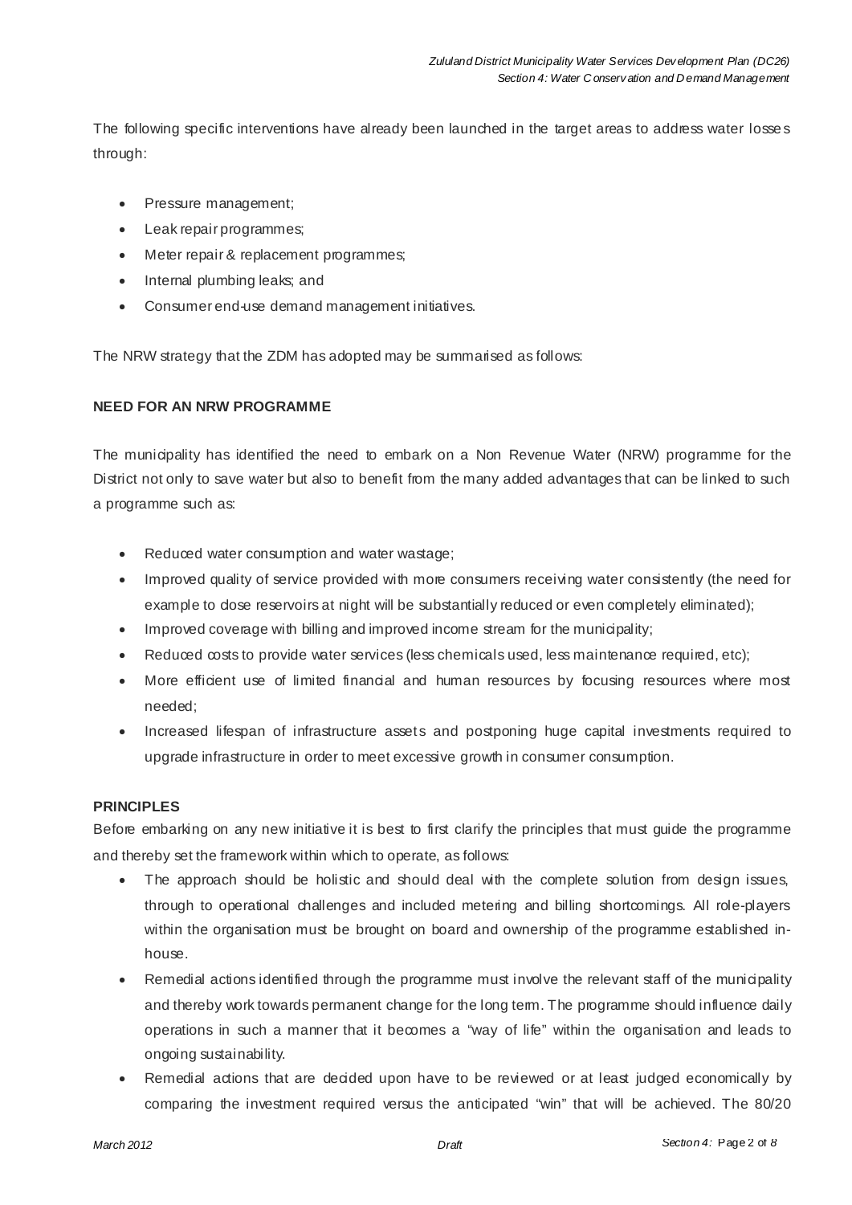The following specific interventions have already been launched in the target areas to address water losses through:

- Pressure management;
- Leak repair programmes;
- Meter repair & replacement programmes;
- Internal plumbing leaks; and
- Consumer end-use demand management initiatives.

The NRW strategy that the ZDM has adopted may be summarised as follows:

**NEED FOR AN NRW PROGRAMME**

The municipality has identified the need to embark on a Non Revenue Water (NRW) programme for the District not only to save water but also to benefit from the many added advantages that can be linked to such a programme such as:

- Reduced water consumption and water wastage;
- Improved quality of service provided with more consumers receiving water consistently (the need for example to close reservoirs at night will be substantially reduced or even completely eliminated);
- Improved coverage with billing and improved income stream for the municipality;
- Reduced costs to provide water services (less chemicals used, less maintenance required, etc);
- More efficient use of limited financial and human resources by focusing resources where most needed;
- Increased lifespan of infrastructure assets and postponing huge capital investments required to upgrade infrastructure in order to meet excessive growth in consumer consumption.

**PRINCIPLES**

Before embarking on any new initiative it is best to first clarify the principles that must guide the programme and thereby set the framework within which to operate, as follows:

- The approach should be holistic and should deal with the complete solution from design issues, through to operational challenges and included metering and billing shortcomings. All role-players within the organisation must be brought on board and ownership of the programme established in-house.
- Remedial actions identified through the programme must involve the relevant staff of the municipality and thereby work towards permanent change for the long term. The programme should influence daily operations in such a manner that it becomes a "way of life" within the organisation and leads to ongoing sustainability.
- Remedial actions that are decided upon have to be reviewed or at least judged economically by comparing the investment required versus the anticipated "win" that will be achieved. The 80/20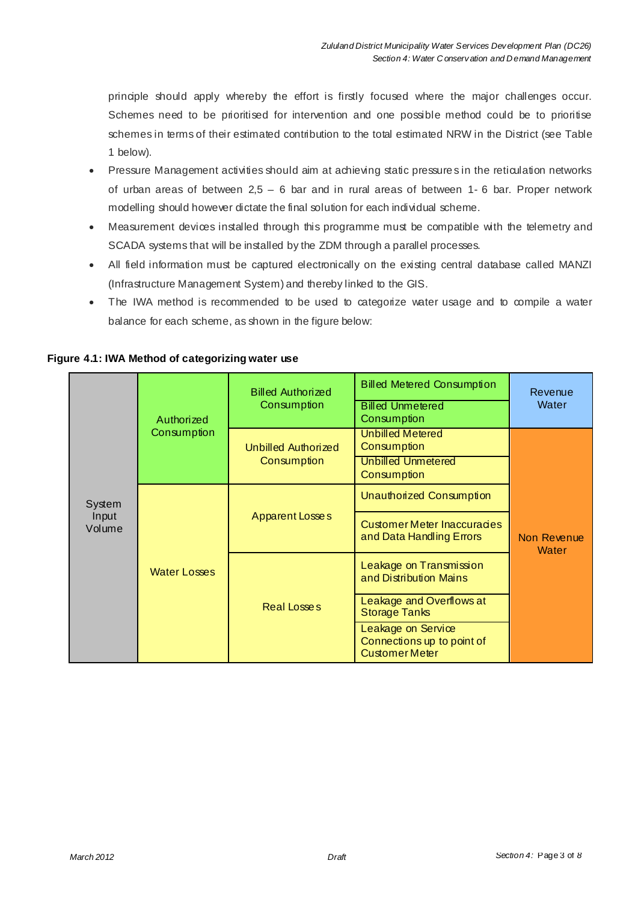principle should apply whereby the effort is firstly focused where the major challenges occur. Schemes need to be prioritised for intervention and one possible method could be to prioritise schemes in terms of their estimated contribution to the total estimated NRW in the District (see Table 1 below).

- Pressure Management activities should aim at achieving static pressures in the reticulation networks of urban areas of between 2,5 – 6 bar and in rural areas of between 1- 6 bar. Proper network modelling should however dictate the final solution for each individual scheme.
- Measurement devices installed through this programme must be compatible with the telemetry and SCADA systems that will be installed by the ZDM through a parallel processes.
- All field information must be captured electronically on the existing central database called MANZI (Infrastructure Management System) and thereby linked to the GIS.
- The IWA method is recommended to be used to categorize water usage and to compile a water balance for each scheme, as shown in the figure below:

**Figure 4.1: IWA Method of categorizing water use**

| | | | | |
|---|---|---|---|---|
| System Input Volume | Authorized Consumption | Billed Authorized Consumption | Billed Metered Consumption | Revenue Water |
| | | | Billed Unmetered Consumption | |
| | | Unbilled Authorized Consumption | Unbilled Metered Consumption | Non Revenue Water |
| | | | Unbilled Unmetered Consumption | |
| | Water Losses | Apparent Losses | Unauthorized Consumption | |
| | | | Customer Meter Inaccuracies and Data Handling Errors | |
| | | Real Losses | Leakage on Transmission and Distribution Mains | |
| | | | Leakage and Overflows at Storage Tanks | |
| | | | Leakage on Service Connections up to point of Customer Meter | |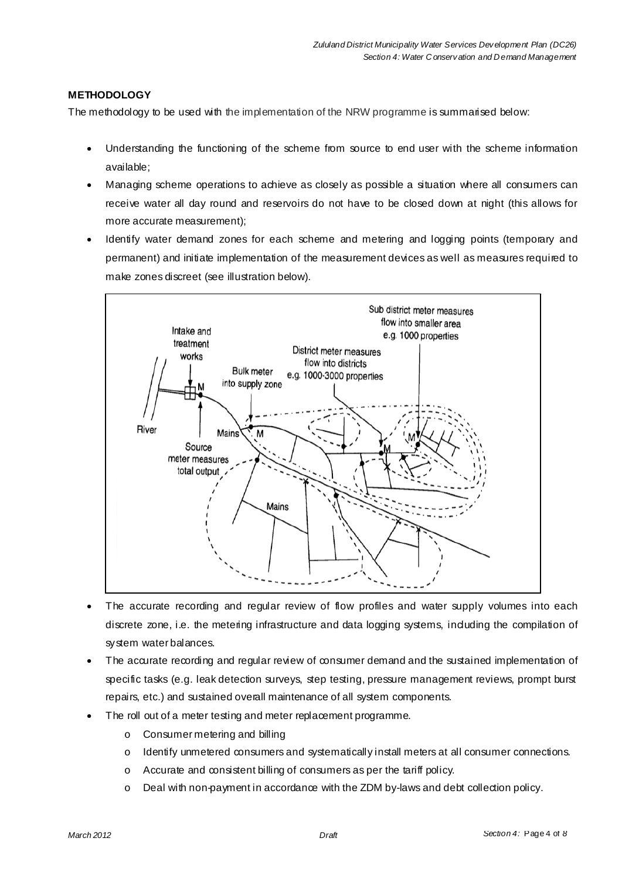**METHODOLOGY**

The methodology to be used with the implementation of the NRW programme is summarised below:

- Understanding the functioning of the scheme from source to end user with the scheme information available;
- Managing scheme operations to achieve as closely as possible a situation where all consumers can receive water all day round and reservoirs do not have to be closed down at night (this allows for more accurate measurement);
- Identify water demand zones for each scheme and metering and logging points (temporary and permanent) and initiate implementation of the measurement devices as well as measures required to make zones discreet (see illustration below).

- The accurate recording and regular review of flow profiles and water supply volumes into each discrete zone, i.e. the metering infrastructure and data logging systems, including the compilation of system water balances.
- The accurate recording and regular review of consumer demand and the sustained implementation of specific tasks (e.g. leak detection surveys, step testing, pressure management reviews, prompt burst repairs, etc.) and sustained overall maintenance of all system components.
- The roll out of a meter testing and meter replacement programme.
  - Consumer metering and billing
  - Identify unmetered consumers and systematically install meters at all consumer connections.
  - Accurate and consistent billing of consumers as per the tariff policy.
  - Deal with non-payment in accordance with the ZDM by-laws and debt collection policy.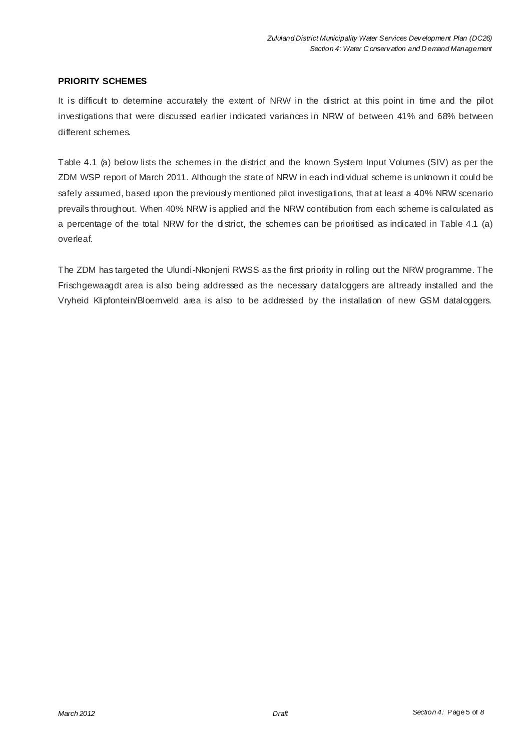**PRIORITY SCHEMES**

It is difficult to determine accurately the extent of NRW in the district at this point in time and the pilot investigations that were discussed earlier indicated variances in NRW of between 41% and 68% between different schemes.

Table 4.1 (a) below lists the schemes in the district and the known System Input Volumes (SIV) as per the ZDM WSP report of March 2011. Although the state of NRW in each individual scheme is unknown it could be safely assumed, based upon the previously mentioned pilot investigations, that at least a 40% NRW scenario prevails throughout. When 40% NRW is applied and the NRW contribution from each scheme is calculated as a percentage of the total NRW for the district, the schemes can be prioritised as indicated in Table 4.1 (a) overleaf.

The ZDM has targeted the Ulundi-Nkonjeni RWSS as the first priority in rolling out the NRW programme. The Frischgewaagdt area is also being addressed as the necessary dataloggers are altready installed and the Vryheid Klipfontein/Bloemveld area is also to be addressed by the installation of new GSM dataloggers.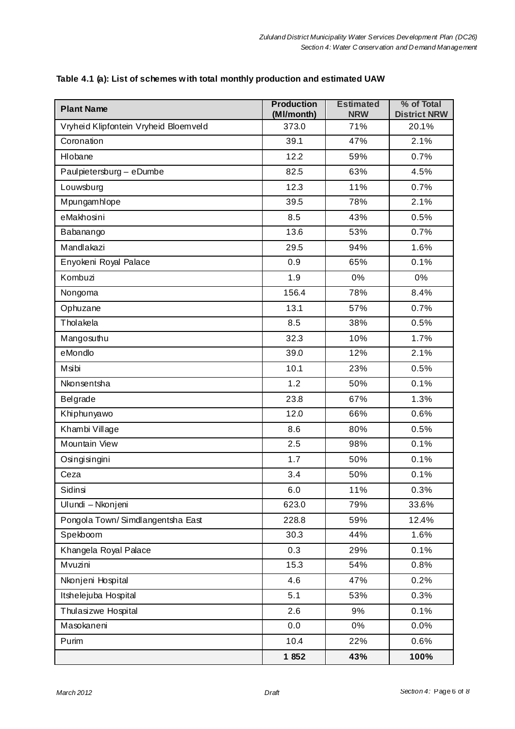**Table 4.1 (a): List of schemes with total monthly production and estimated UAW**

| Plant Name | Production (Ml/month) | Estimated NRW | % of Total District NRW |
|---|---|---|---|
| Vryheid Klipfontein Vryheid Bloemveld | 373.0 | 71% | 20.1% |
| Coronation | 39.1 | 47% | 2.1% |
| Hlobane | 12.2 | 59% | 0.7% |
| Paulpietersburg – eDumbe | 82.5 | 63% | 4.5% |
| Louwsburg | 12.3 | 11% | 0.7% |
| Mpungamhlope | 39.5 | 78% | 2.1% |
| eMakhosini | 8.5 | 43% | 0.5% |
| Babanango | 13.6 | 53% | 0.7% |
| Mandlakazi | 29.5 | 94% | 1.6% |
| Enyokeni Royal Palace | 0.9 | 65% | 0.1% |
| Kombuzi | 1.9 | 0% | 0% |
| Nongoma | 156.4 | 78% | 8.4% |
| Ophuzane | 13.1 | 57% | 0.7% |
| Tholakela | 8.5 | 38% | 0.5% |
| Mangosuthu | 32.3 | 10% | 1.7% |
| eMondlo | 39.0 | 12% | 2.1% |
| Msibi | 10.1 | 23% | 0.5% |
| Nkonsentsha | 1.2 | 50% | 0.1% |
| Belgrade | 23.8 | 67% | 1.3% |
| Khiphunyawo | 12.0 | 66% | 0.6% |
| Khambi Village | 8.6 | 80% | 0.5% |
| Mountain View | 2.5 | 98% | 0.1% |
| Osingisingini | 1.7 | 50% | 0.1% |
| Ceza | 3.4 | 50% | 0.1% |
| Sidinsi | 6.0 | 11% | 0.3% |
| Ulundi – Nkonjeni | 623.0 | 79% | 33.6% |
| Pongola Town/ Simdlangentsha East | 228.8 | 59% | 12.4% |
| Spekboom | 30.3 | 44% | 1.6% |
| Khangela Royal Palace | 0.3 | 29% | 0.1% |
| Mvuzini | 15.3 | 54% | 0.8% |
| Nkonjeni Hospital | 4.6 | 47% | 0.2% |
| Itshelejuba Hospital | 5.1 | 53% | 0.3% |
| Thulasizwe Hospital | 2.6 | 9% | 0.1% |
| Masokaneni | 0.0 | 0% | 0.0% |
| Purim | 10.4 | 22% | 0.6% |
| | **1 852** | **43%** | **100%** |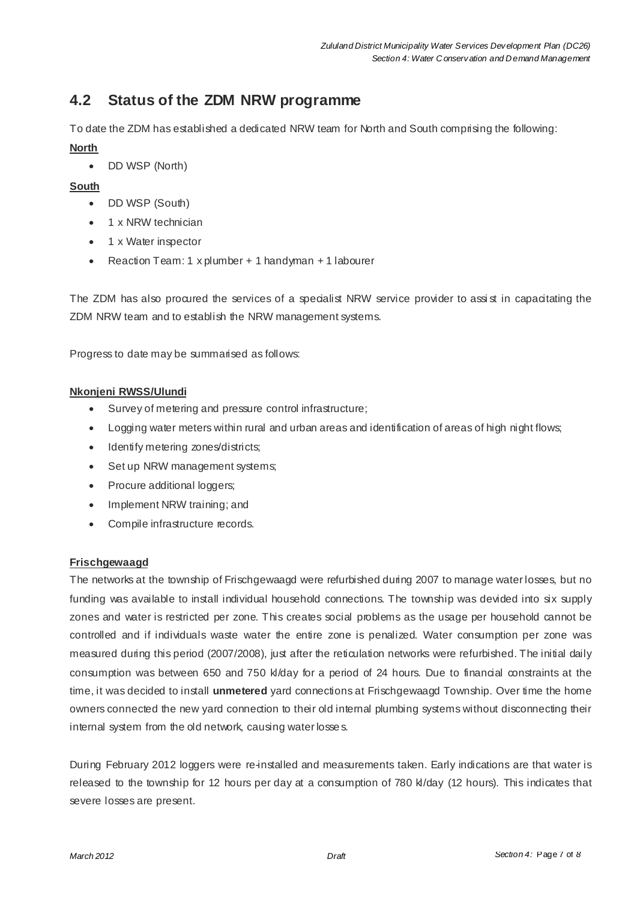## 4.2 Status of the ZDM NRW programme

To date the ZDM has established a dedicated NRW team for North and South comprising the following:

**North**

- DD WSP (North)

**South**

- DD WSP (South)
- 1 x NRW technician
- 1 x Water inspector
- Reaction Team: 1 x plumber + 1 handyman + 1 labourer

The ZDM has also procured the services of a specialist NRW service provider to assist in capacitating the ZDM NRW team and to establish the NRW management systems.

Progress to date may be summarised as follows:

**Nkonjeni RWSS/Ulundi**

- Survey of metering and pressure control infrastructure;
- Logging water meters within rural and urban areas and identification of areas of high night flows;
- Identify metering zones/districts;
- Set up NRW management systems;
- Procure additional loggers;
- Implement NRW training; and
- Compile infrastructure records.

**Frischgewaagd**

The networks at the township of Frischgewaagd were refurbished during 2007 to manage water losses, but no funding was available to install individual household connections. The township was devided into six supply zones and water is restricted per zone. This creates social problems as the usage per household cannot be controlled and if individuals waste water the entire zone is penalized. Water consumption per zone was measured during this period (2007/2008), just after the reticulation networks were refurbished. The initial daily consumption was between 650 and 750 kl/day for a period of 24 hours. Due to financial constraints at the time, it was decided to install **unmetered** yard connections at Frischgewaagd Township. Over time the home owners connected the new yard connection to their old internal plumbing systems without disconnecting their internal system from the old network, causing water losses.

During February 2012 loggers were re-installed and measurements taken. Early indications are that water is released to the township for 12 hours per day at a consumption of 780 kl/day (12 hours). This indicates that severe losses are present.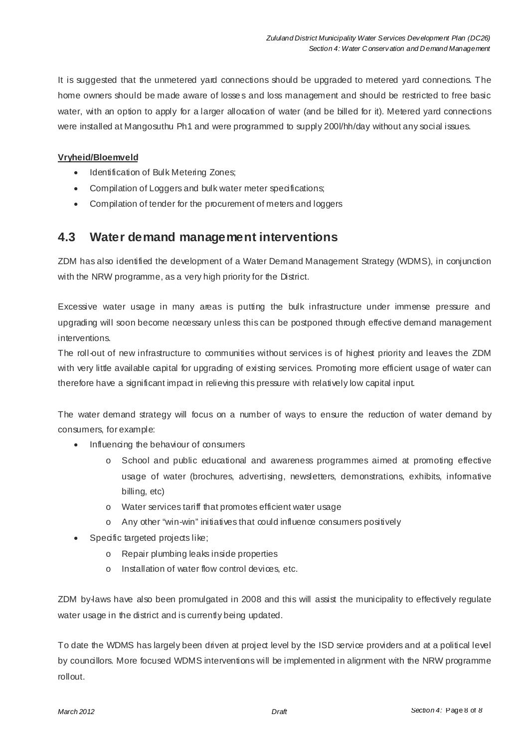It is suggested that the unmetered yard connections should be upgraded to metered yard connections. The home owners should be made aware of losses and loss management and should be restricted to free basic water, with an option to apply for a larger allocation of water (and be billed for it). Metered yard connections were installed at Mangosuthu Ph1 and were programmed to supply 200l/hh/day without any social issues.

**Vryheid/Bloemveld**

- Identification of Bulk Metering Zones;
- Compilation of Loggers and bulk water meter specifications;
- Compilation of tender for the procurement of meters and loggers

## 4.3 Water demand management interventions

ZDM has also identified the development of a Water Demand Management Strategy (WDMS), in conjunction with the NRW programme, as a very high priority for the District.

Excessive water usage in many areas is putting the bulk infrastructure under immense pressure and upgrading will soon become necessary unless this can be postponed through effective demand management interventions.

The roll-out of new infrastructure to communities without services is of highest priority and leaves the ZDM with very little available capital for upgrading of existing services. Promoting more efficient usage of water can therefore have a significant impact in relieving this pressure with relatively low capital input.

The water demand strategy will focus on a number of ways to ensure the reduction of water demand by consumers, for example:

- Influencing the behaviour of consumers
  - School and public educational and awareness programmes aimed at promoting effective usage of water (brochures, advertising, newsletters, demonstrations, exhibits, informative billing, etc)
  - Water services tariff that promotes efficient water usage
  - Any other "win-win" initiatives that could influence consumers positively
- Specific targeted projects like;
  - Repair plumbing leaks inside properties
  - Installation of water flow control devices, etc.

ZDM by-laws have also been promulgated in 2008 and this will assist the municipality to effectively regulate water usage in the district and is currently being updated.

To date the WDMS has largely been driven at project level by the ISD service providers and at a political level by councillors. More focused WDMS interventions will be implemented in alignment with the NRW programme rollout.